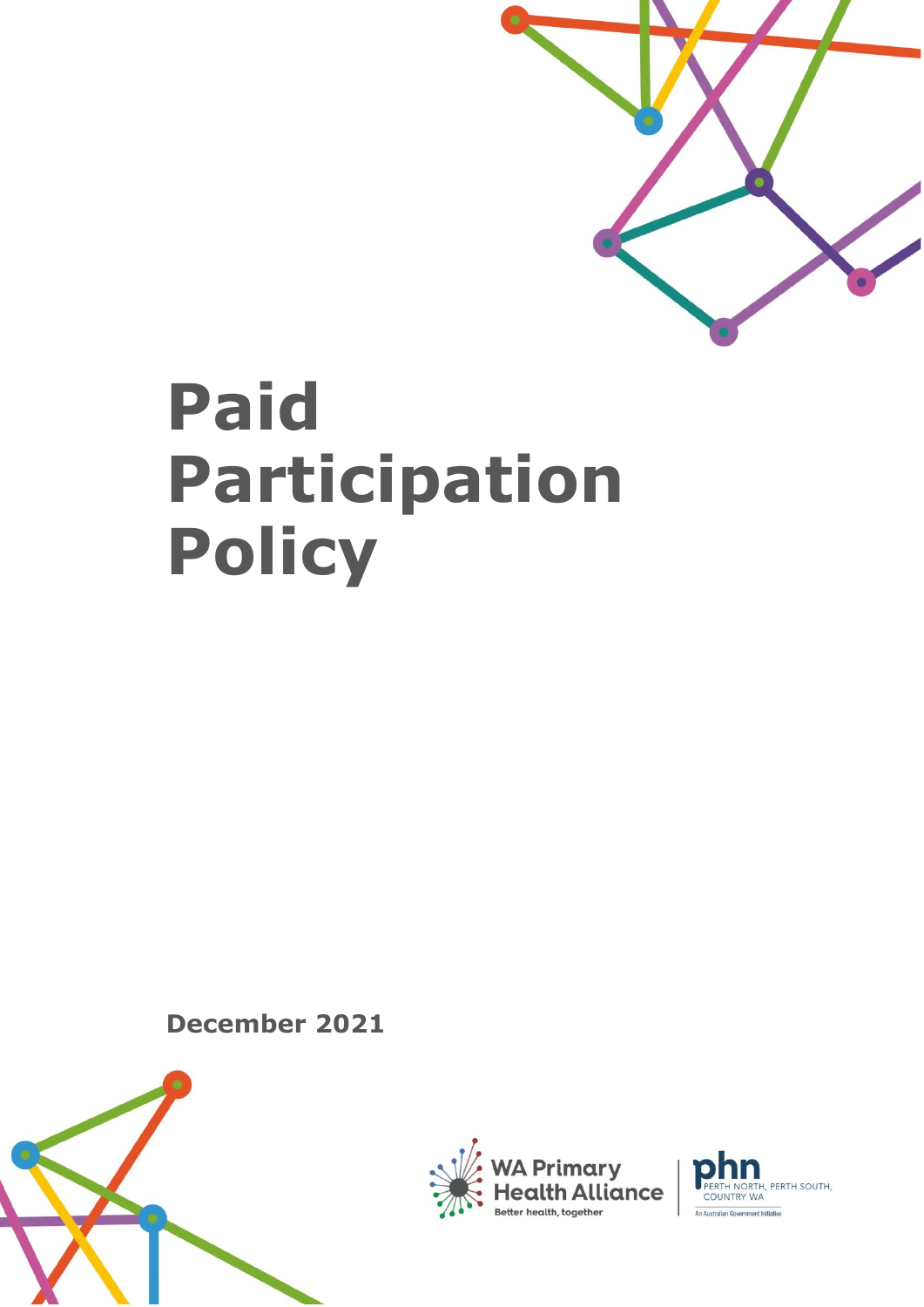# Paid Participation Policy

**December 2021**

WA Primary Health Alliance
Better health, together

phn PERTH NORTH, PERTH SOUTH, COUNTRY WA
An Australian Government Initiative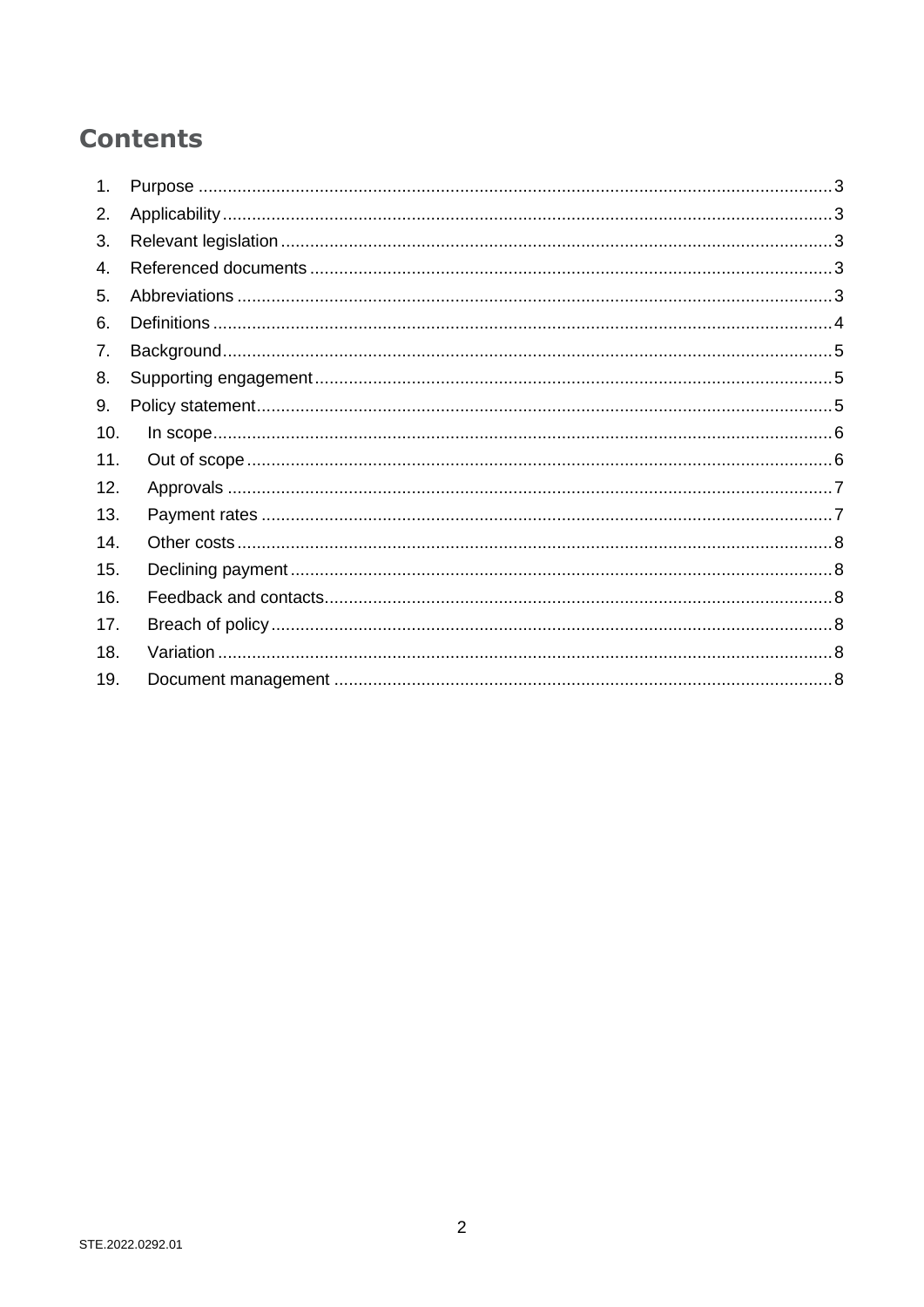# Contents

1. Purpose .................................................................................................................................3
2. Applicability............................................................................................................................3
3. Relevant legislation.................................................................................................................3
4. Referenced documents ...........................................................................................................3
5. Abbreviations ..........................................................................................................................3
6. Definitions ..............................................................................................................................4
7. Background.............................................................................................................................5
8. Supporting engagement..........................................................................................................5
9. Policy statement......................................................................................................................5
10. In scope...............................................................................................................................6
11. Out of scope ........................................................................................................................6
12. Approvals ............................................................................................................................7
13. Payment rates .....................................................................................................................7
14. Other costs ..........................................................................................................................8
15. Declining payment ...............................................................................................................8
16. Feedback and contacts........................................................................................................8
17. Breach of policy ...................................................................................................................8
18. Variation ..............................................................................................................................8
19. Document management ......................................................................................................8

STE.2022.0292.01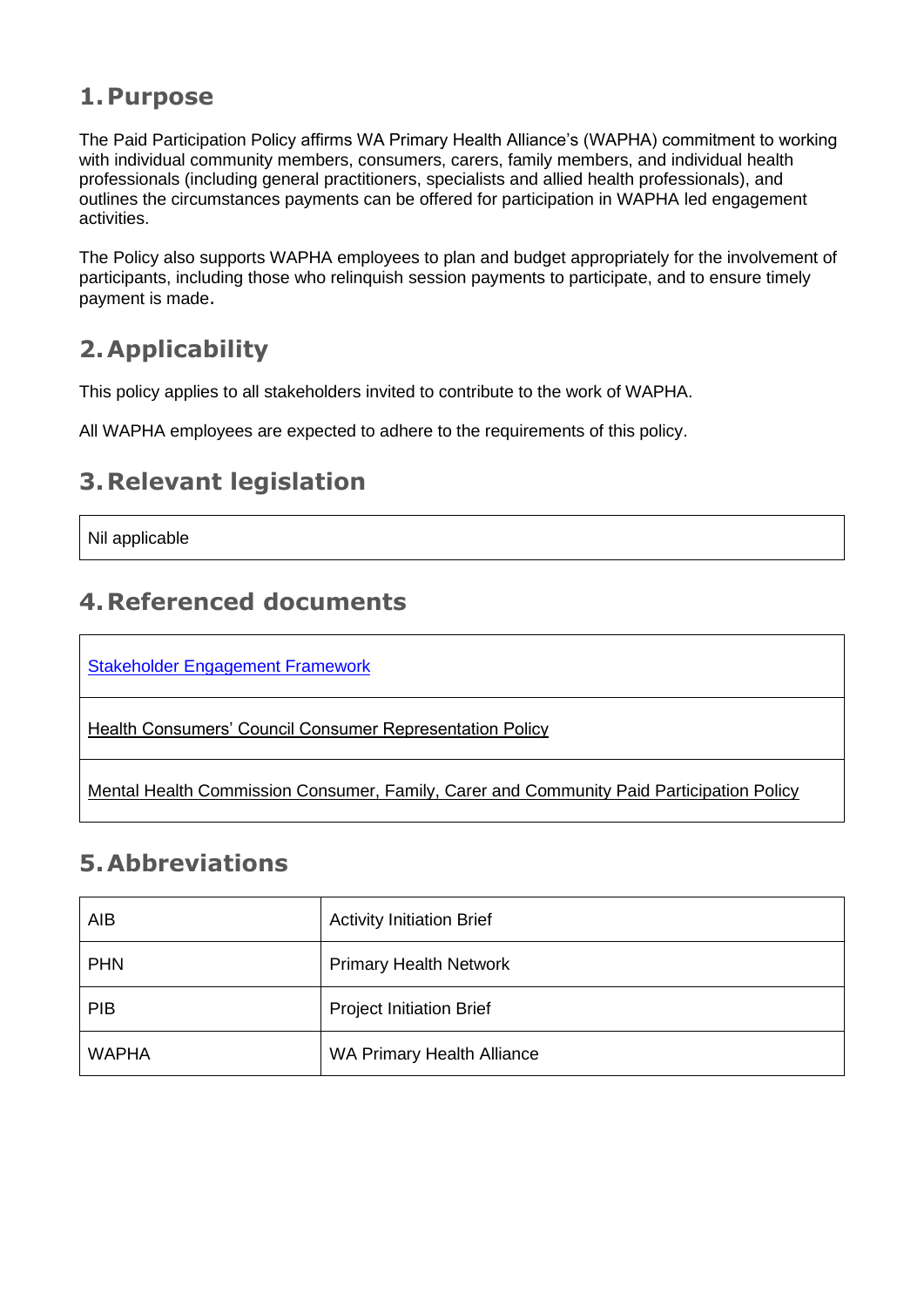## 1. Purpose

The Paid Participation Policy affirms WA Primary Health Alliance's (WAPHA) commitment to working with individual community members, consumers, carers, family members, and individual health professionals (including general practitioners, specialists and allied health professionals), and outlines the circumstances payments can be offered for participation in WAPHA led engagement activities.

The Policy also supports WAPHA employees to plan and budget appropriately for the involvement of participants, including those who relinquish session payments to participate, and to ensure timely payment is made.

## 2. Applicability

This policy applies to all stakeholders invited to contribute to the work of WAPHA.

All WAPHA employees are expected to adhere to the requirements of this policy.

## 3. Relevant legislation

| Nil applicable |
| --- |

## 4. Referenced documents

| Stakeholder Engagement Framework |
| --- |
| Health Consumers' Council Consumer Representation Policy |
| Mental Health Commission Consumer, Family, Carer and Community Paid Participation Policy |

## 5. Abbreviations

| | |
| --- | --- |
| AIB | Activity Initiation Brief |
| PHN | Primary Health Network |
| PIB | Project Initiation Brief |
| WAPHA | WA Primary Health Alliance |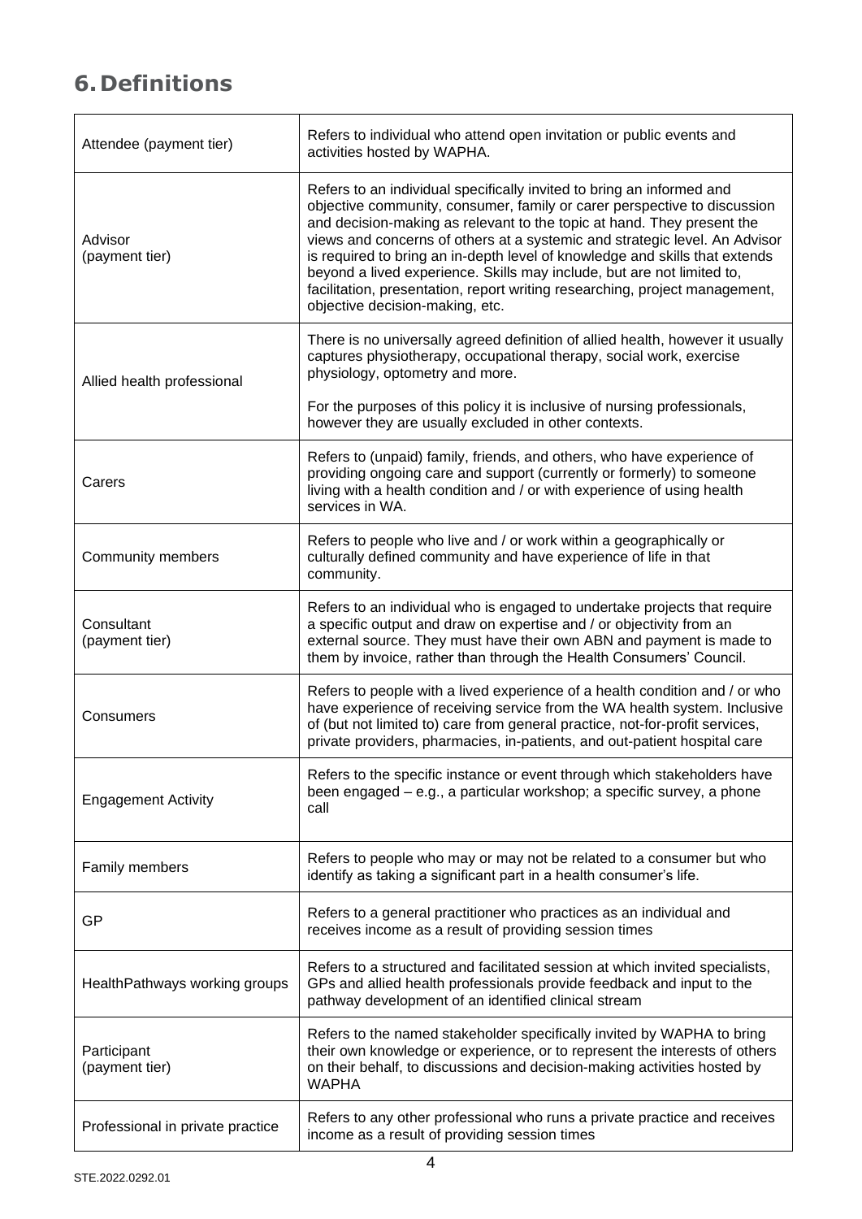## 6. Definitions

| Term | Definition |
|---|---|
| Attendee (payment tier) | Refers to individual who attend open invitation or public events and activities hosted by WAPHA. |
| Advisor (payment tier) | Refers to an individual specifically invited to bring an informed and objective community, consumer, family or carer perspective to discussion and decision-making as relevant to the topic at hand. They present the views and concerns of others at a systemic and strategic level. An Advisor is required to bring an in-depth level of knowledge and skills that extends beyond a lived experience. Skills may include, but are not limited to, facilitation, presentation, report writing researching, project management, objective decision-making, etc. |
| Allied health professional | There is no universally agreed definition of allied health, however it usually captures physiotherapy, occupational therapy, social work, exercise physiology, optometry and more.<br><br>For the purposes of this policy it is inclusive of nursing professionals, however they are usually excluded in other contexts. |
| Carers | Refers to (unpaid) family, friends, and others, who have experience of providing ongoing care and support (currently or formerly) to someone living with a health condition and / or with experience of using health services in WA. |
| Community members | Refers to people who live and / or work within a geographically or culturally defined community and have experience of life in that community. |
| Consultant (payment tier) | Refers to an individual who is engaged to undertake projects that require a specific output and draw on expertise and / or objectivity from an external source. They must have their own ABN and payment is made to them by invoice, rather than through the Health Consumers' Council. |
| Consumers | Refers to people with a lived experience of a health condition and / or who have experience of receiving service from the WA health system. Inclusive of (but not limited to) care from general practice, not-for-profit services, private providers, pharmacies, in-patients, and out-patient hospital care |
| Engagement Activity | Refers to the specific instance or event through which stakeholders have been engaged – e.g., a particular workshop; a specific survey, a phone call |
| Family members | Refers to people who may or may not be related to a consumer but who identify as taking a significant part in a health consumer's life. |
| GP | Refers to a general practitioner who practices as an individual and receives income as a result of providing session times |
| HealthPathways working groups | Refers to a structured and facilitated session at which invited specialists, GPs and allied health professionals provide feedback and input to the pathway development of an identified clinical stream |
| Participant (payment tier) | Refers to the named stakeholder specifically invited by WAPHA to bring their own knowledge or experience, or to represent the interests of others on their behalf, to discussions and decision-making activities hosted by WAPHA |
| Professional in private practice | Refers to any other professional who runs a private practice and receives income as a result of providing session times |

STE.2022.0292.01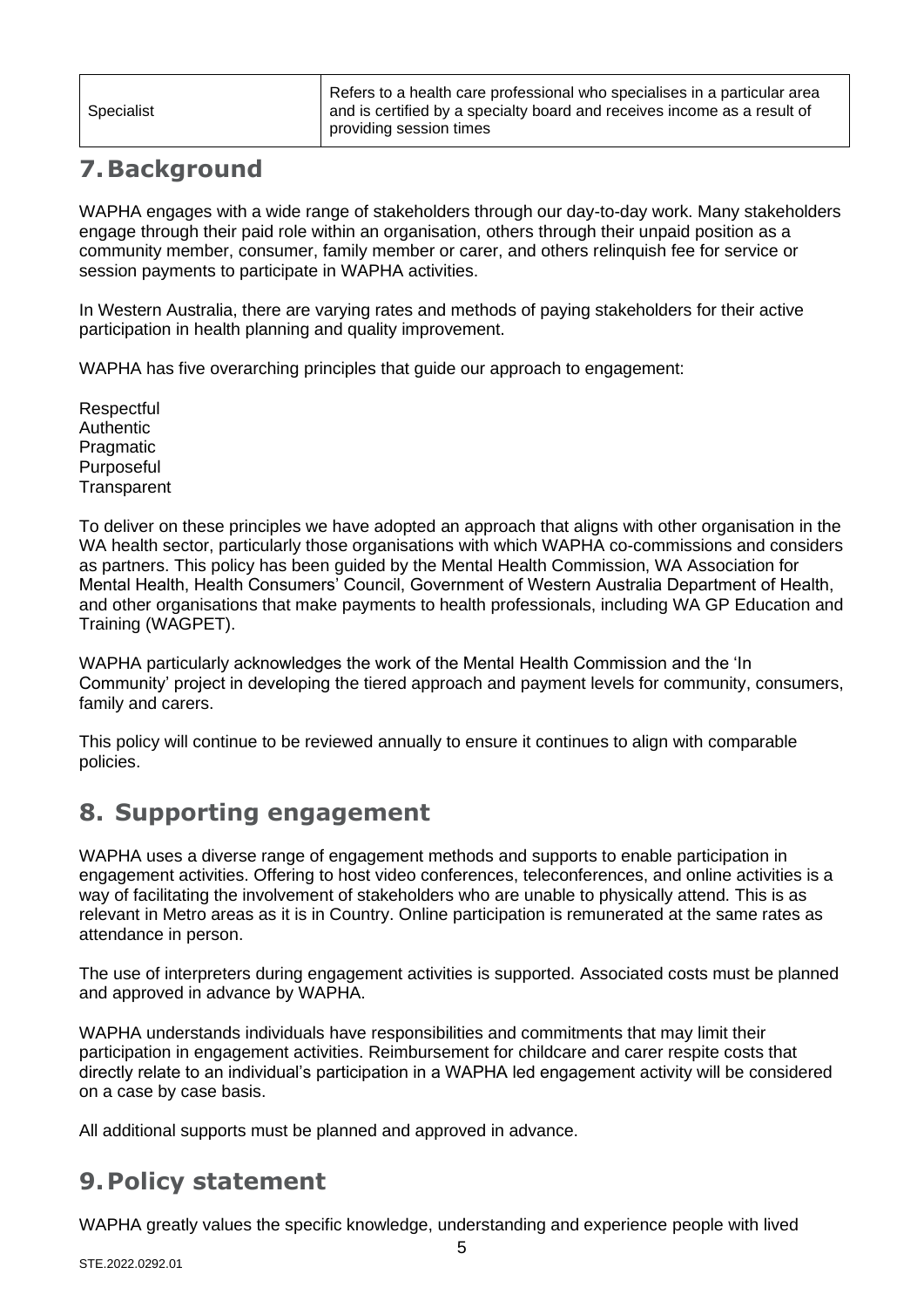| Specialist | Refers to a health care professional who specialises in a particular area and is certified by a specialty board and receives income as a result of providing session times |
|---|---|

## 7. Background

WAPHA engages with a wide range of stakeholders through our day-to-day work. Many stakeholders engage through their paid role within an organisation, others through their unpaid position as a community member, consumer, family member or carer, and others relinquish fee for service or session payments to participate in WAPHA activities.

In Western Australia, there are varying rates and methods of paying stakeholders for their active participation in health planning and quality improvement.

WAPHA has five overarching principles that guide our approach to engagement:

Respectful
Authentic
Pragmatic
Purposeful
Transparent

To deliver on these principles we have adopted an approach that aligns with other organisation in the WA health sector, particularly those organisations with which WAPHA co-commissions and considers as partners. This policy has been guided by the Mental Health Commission, WA Association for Mental Health, Health Consumers' Council, Government of Western Australia Department of Health, and other organisations that make payments to health professionals, including WA GP Education and Training (WAGPET).

WAPHA particularly acknowledges the work of the Mental Health Commission and the 'In Community' project in developing the tiered approach and payment levels for community, consumers, family and carers.

This policy will continue to be reviewed annually to ensure it continues to align with comparable policies.

## 8. Supporting engagement

WAPHA uses a diverse range of engagement methods and supports to enable participation in engagement activities. Offering to host video conferences, teleconferences, and online activities is a way of facilitating the involvement of stakeholders who are unable to physically attend. This is as relevant in Metro areas as it is in Country. Online participation is remunerated at the same rates as attendance in person.

The use of interpreters during engagement activities is supported. Associated costs must be planned and approved in advance by WAPHA.

WAPHA understands individuals have responsibilities and commitments that may limit their participation in engagement activities. Reimbursement for childcare and carer respite costs that directly relate to an individual's participation in a WAPHA led engagement activity will be considered on a case by case basis.

All additional supports must be planned and approved in advance.

## 9. Policy statement

WAPHA greatly values the specific knowledge, understanding and experience people with lived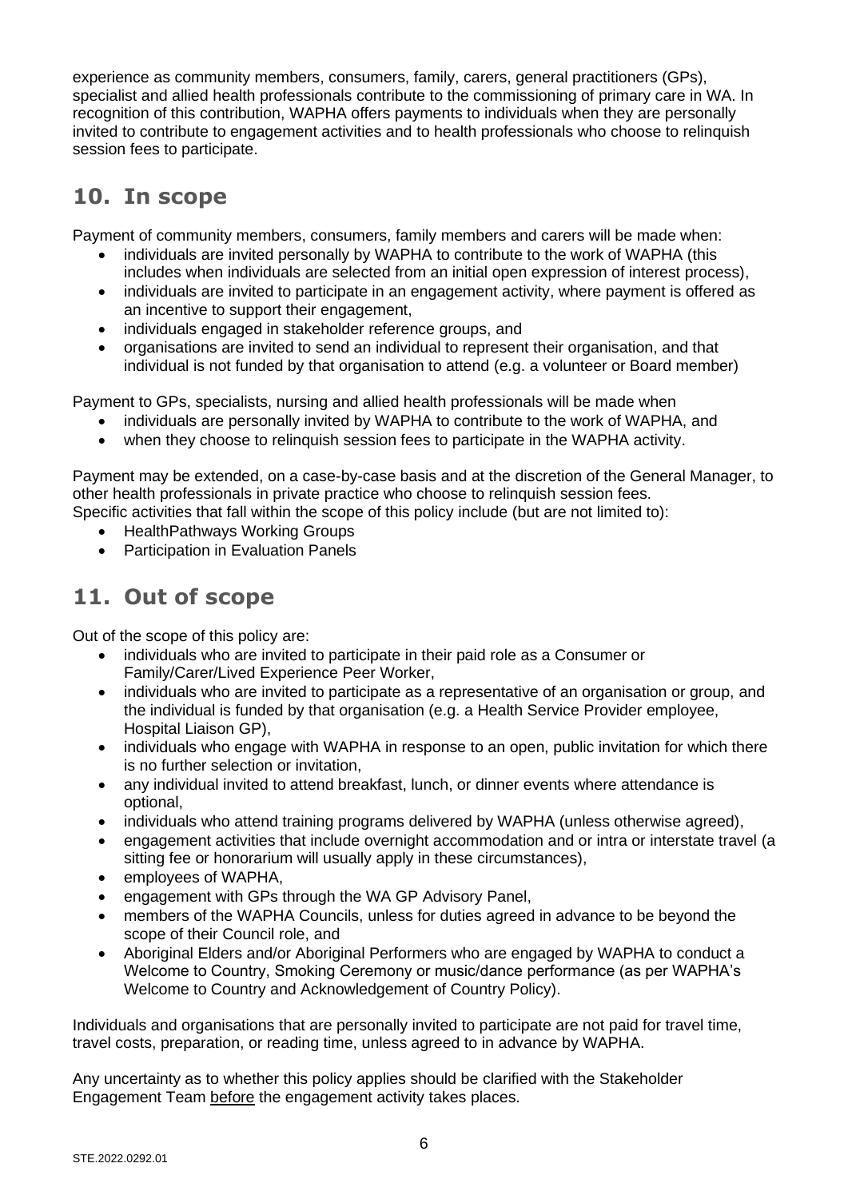experience as community members, consumers, family, carers, general practitioners (GPs), specialist and allied health professionals contribute to the commissioning of primary care in WA. In recognition of this contribution, WAPHA offers payments to individuals when they are personally invited to contribute to engagement activities and to health professionals who choose to relinquish session fees to participate.

## 10. In scope

Payment of community members, consumers, family members and carers will be made when:

- individuals are invited personally by WAPHA to contribute to the work of WAPHA (this includes when individuals are selected from an initial open expression of interest process),
- individuals are invited to participate in an engagement activity, where payment is offered as an incentive to support their engagement,
- individuals engaged in stakeholder reference groups, and
- organisations are invited to send an individual to represent their organisation, and that individual is not funded by that organisation to attend (e.g. a volunteer or Board member)

Payment to GPs, specialists, nursing and allied health professionals will be made when

- individuals are personally invited by WAPHA to contribute to the work of WAPHA, and
- when they choose to relinquish session fees to participate in the WAPHA activity.

Payment may be extended, on a case-by-case basis and at the discretion of the General Manager, to other health professionals in private practice who choose to relinquish session fees.
Specific activities that fall within the scope of this policy include (but are not limited to):

- HealthPathways Working Groups
- Participation in Evaluation Panels

## 11. Out of scope

Out of the scope of this policy are:

- individuals who are invited to participate in their paid role as a Consumer or Family/Carer/Lived Experience Peer Worker,
- individuals who are invited to participate as a representative of an organisation or group, and the individual is funded by that organisation (e.g. a Health Service Provider employee, Hospital Liaison GP),
- individuals who engage with WAPHA in response to an open, public invitation for which there is no further selection or invitation,
- any individual invited to attend breakfast, lunch, or dinner events where attendance is optional,
- individuals who attend training programs delivered by WAPHA (unless otherwise agreed),
- engagement activities that include overnight accommodation and or intra or interstate travel (a sitting fee or honorarium will usually apply in these circumstances),
- employees of WAPHA,
- engagement with GPs through the WA GP Advisory Panel,
- members of the WAPHA Councils, unless for duties agreed in advance to be beyond the scope of their Council role, and
- Aboriginal Elders and/or Aboriginal Performers who are engaged by WAPHA to conduct a Welcome to Country, Smoking Ceremony or music/dance performance (as per WAPHA's Welcome to Country and Acknowledgement of Country Policy).

Individuals and organisations that are personally invited to participate are not paid for travel time, travel costs, preparation, or reading time, unless agreed to in advance by WAPHA.

Any uncertainty as to whether this policy applies should be clarified with the Stakeholder Engagement Team before the engagement activity takes places.

STE.2022.0292.01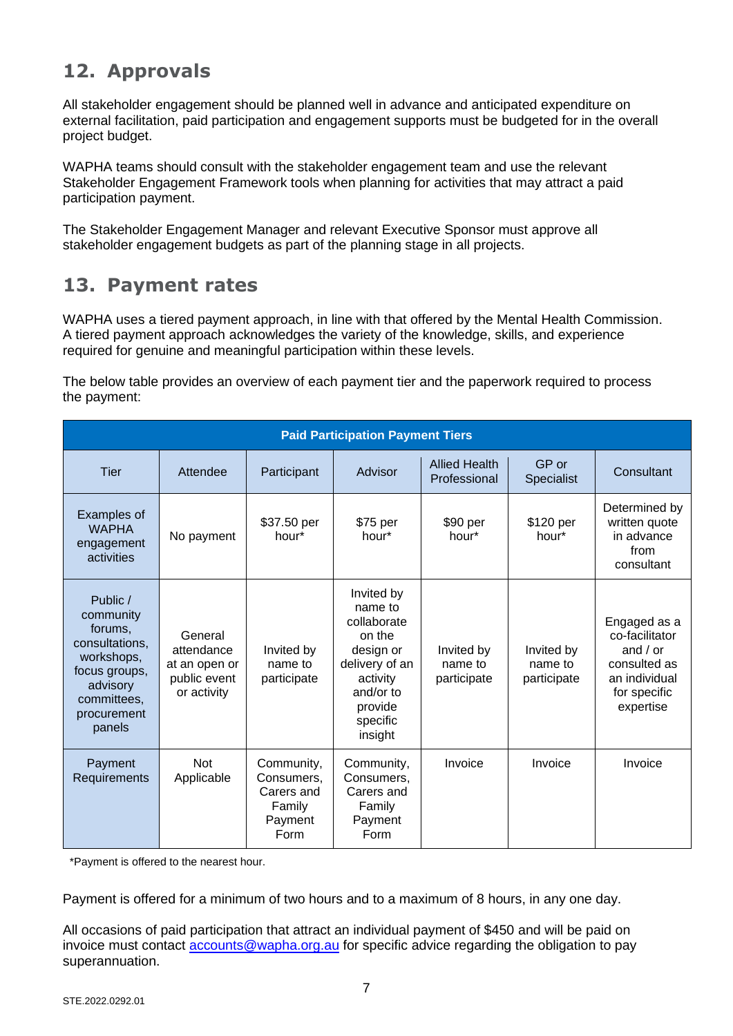## 12. Approvals

All stakeholder engagement should be planned well in advance and anticipated expenditure on external facilitation, paid participation and engagement supports must be budgeted for in the overall project budget.

WAPHA teams should consult with the stakeholder engagement team and use the relevant Stakeholder Engagement Framework tools when planning for activities that may attract a paid participation payment.

The Stakeholder Engagement Manager and relevant Executive Sponsor must approve all stakeholder engagement budgets as part of the planning stage in all projects.

## 13. Payment rates

WAPHA uses a tiered payment approach, in line with that offered by the Mental Health Commission. A tiered payment approach acknowledges the variety of the knowledge, skills, and experience required for genuine and meaningful participation within these levels.

The below table provides an overview of each payment tier and the paperwork required to process the payment:

| Paid Participation Payment Tiers | | | | | | |
|---|---|---|---|---|---|---|
| Tier | Attendee | Participant | Advisor | Allied Health Professional | GP or Specialist | Consultant |
| Examples of WAPHA engagement activities | No payment | $37.50 per hour* | $75 per hour* | $90 per hour* | $120 per hour* | Determined by written quote in advance from consultant |
| Public / community forums, consultations, workshops, focus groups, advisory committees, procurement panels | General attendance at an open or public event or activity | Invited by name to participate | Invited by name to collaborate on the design or delivery of an activity and/or to provide specific insight | Invited by name to participate | Invited by name to participate | Engaged as a co-facilitator and / or consulted as an individual for specific expertise |
| Payment Requirements | Not Applicable | Community, Consumers, Carers and Family Payment Form | Community, Consumers, Carers and Family Payment Form | Invoice | Invoice | Invoice |

*Payment is offered to the nearest hour.

Payment is offered for a minimum of two hours and to a maximum of 8 hours, in any one day.

All occasions of paid participation that attract an individual payment of $450 and will be paid on invoice must contact accounts@wapha.org.au for specific advice regarding the obligation to pay superannuation.

STE.2022.0292.01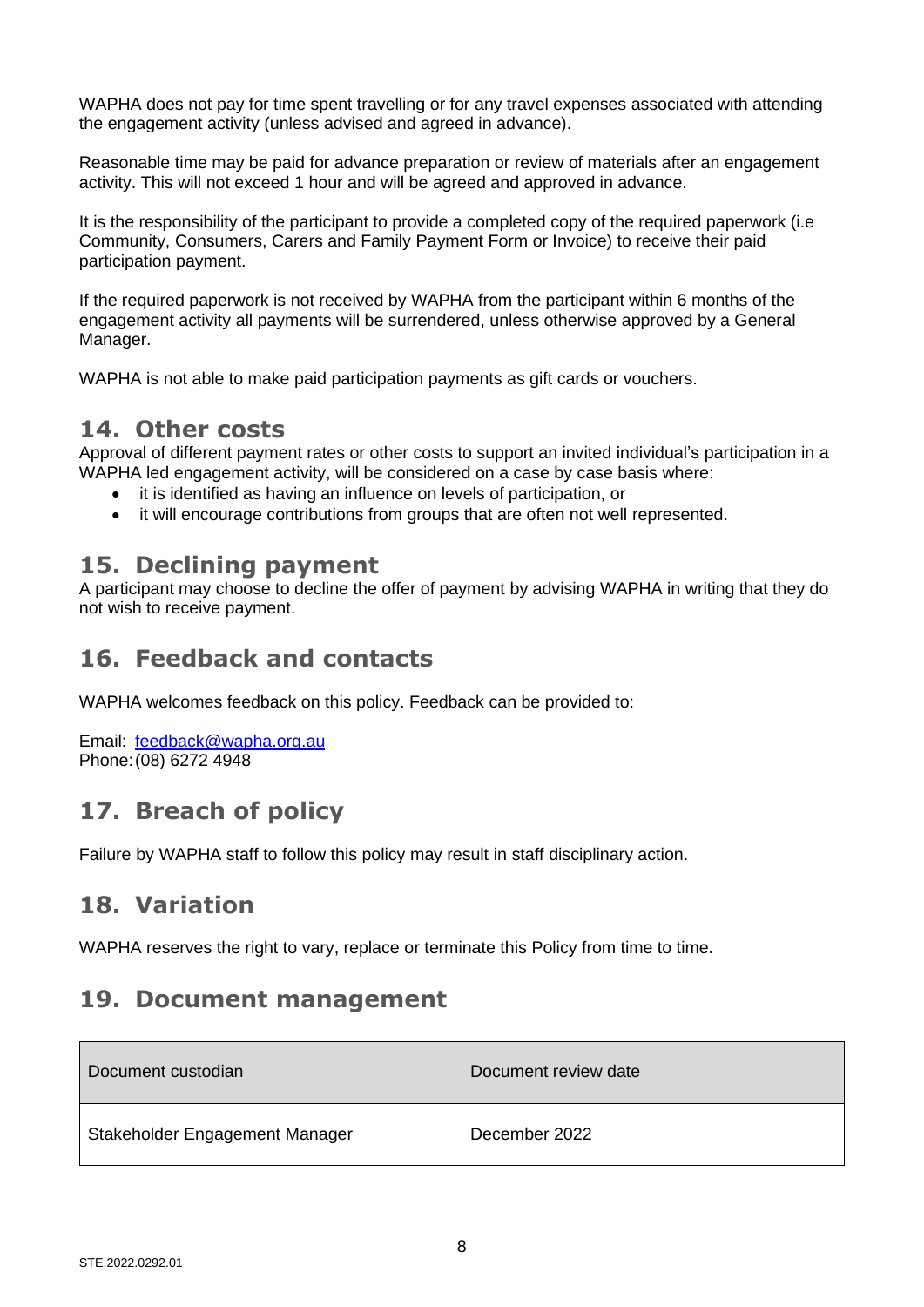WAPHA does not pay for time spent travelling or for any travel expenses associated with attending the engagement activity (unless advised and agreed in advance).

Reasonable time may be paid for advance preparation or review of materials after an engagement activity. This will not exceed 1 hour and will be agreed and approved in advance.

It is the responsibility of the participant to provide a completed copy of the required paperwork (i.e Community, Consumers, Carers and Family Payment Form or Invoice) to receive their paid participation payment.

If the required paperwork is not received by WAPHA from the participant within 6 months of the engagement activity all payments will be surrendered, unless otherwise approved by a General Manager.

WAPHA is not able to make paid participation payments as gift cards or vouchers.

## 14. Other costs

Approval of different payment rates or other costs to support an invited individual's participation in a WAPHA led engagement activity, will be considered on a case by case basis where:

- it is identified as having an influence on levels of participation, or
- it will encourage contributions from groups that are often not well represented.

## 15. Declining payment

A participant may choose to decline the offer of payment by advising WAPHA in writing that they do not wish to receive payment.

## 16. Feedback and contacts

WAPHA welcomes feedback on this policy. Feedback can be provided to:

Email: feedback@wapha.org.au
Phone: (08) 6272 4948

## 17. Breach of policy

Failure by WAPHA staff to follow this policy may result in staff disciplinary action.

## 18. Variation

WAPHA reserves the right to vary, replace or terminate this Policy from time to time.

## 19. Document management

| Document custodian | Document review date |
| --- | --- |
| Stakeholder Engagement Manager | December 2022 |

STE.2022.0292.01